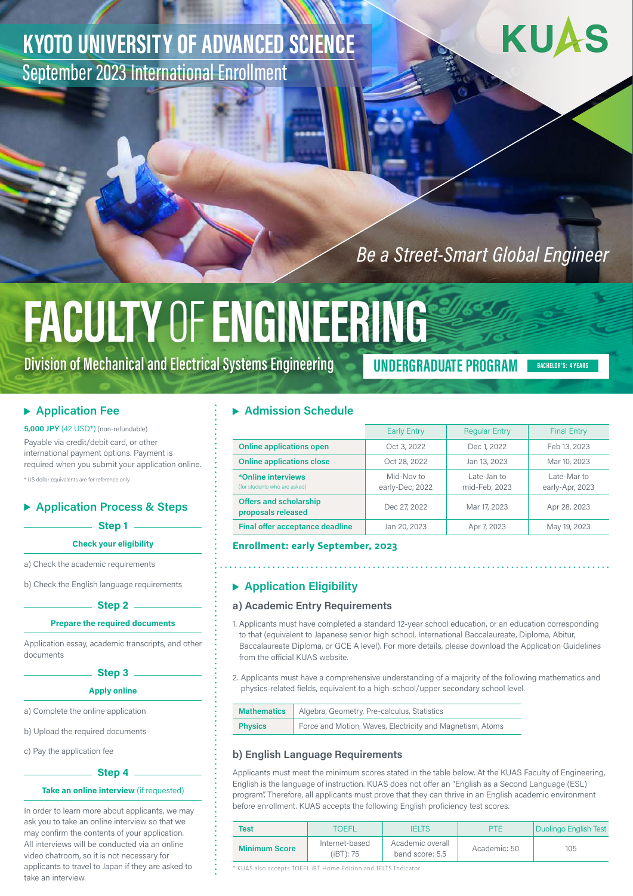# KYOTO UNIVERSITY OF ADVANCED SCIENCE

September 2023 International Enrollment

KUAS

*Be a Street-Smart Global Engineer*

# FACULTY OF ENGINEERING

## Division of Mechanical and Electrical Systems Engineering

**UNDERGRADUATE PROGRAM** BACHELOR'S: 4 YEARS

### ▶ Application Fee

**5,000 JPY** (42 USD*) (non-refundable)

Payable via credit/debit card, or other international payment options. Payment is required when you submit your application online.

* US dollar equivalents are for reference only.

### ▶ Application Process & Steps

**Step 1**

**Check your eligibility**

a) Check the academic requirements

b) Check the English language requirements

**Step 2**

**Prepare the required documents**

Application essay, academic transcripts, and other documents

**Step 3**

**Apply online**

a) Complete the online application

b) Upload the required documents

c) Pay the application fee

**Step 4**

**Take an online interview** (if requested)

In order to learn more about applicants, we may ask you to take an online interview so that we may confirm the contents of your application. All interviews will be conducted via an online video chatroom, so it is not necessary for applicants to travel to Japan if they are asked to take an interview.

### ▶ Admission Schedule

| | Early Entry | Regular Entry | Final Entry |
|---|---|---|---|
| Online applications open | Oct 3, 2022 | Dec 1, 2022 | Feb 13, 2023 |
| Online applications close | Oct 28, 2022 | Jan 13, 2023 | Mar 10, 2023 |
| *Online interviews (for students who are asked) | Mid-Nov to early-Dec, 2022 | Late-Jan to mid-Feb, 2023 | Late-Mar to early-Apr, 2023 |
| Offers and scholarship proposals released | Dec 27, 2022 | Mar 17, 2023 | Apr 28, 2023 |
| Final offer acceptance deadline | Jan 20, 2023 | Apr 7, 2023 | May 19, 2023 |

**Enrollment: early September, 2023**

### ▶ Application Eligibility

#### a) Academic Entry Requirements

1. Applicants must have completed a standard 12-year school education, or an education corresponding to that (equivalent to Japanese senior high school, International Baccalaureate, Diploma, Abitur, Baccalaureate Diploma, or GCE A level). For more details, please download the Application Guidelines from the official KUAS website.

2. Applicants must have a comprehensive understanding of a majority of the following mathematics and physics-related fields, equivalent to a high-school/upper secondary school level.

| | |
|---|---|
| Mathematics | Algebra, Geometry, Pre-calculus, Statistics |
| Physics | Force and Motion, Waves, Electricity and Magnetism, Atoms |

#### b) English Language Requirements

Applicants must meet the minimum scores stated in the table below. At the KUAS Faculty of Engineering, English is the language of instruction. KUAS does not offer an "English as a Second Language (ESL) program". Therefore, all applicants must prove that they can thrive in an English academic environment before enrollment. KUAS accepts the following English proficiency test scores.

| Test | TOEFL | IELTS | PTE | Duolingo English Test |
|---|---|---|---|---|
| Minimum Score | Internet-based (iBT): 75 | Academic overall band score: 5.5 | Academic: 50 | 105 |

* KUAS also accepts TOEFL iBT Home Edition and IELTS Indicator.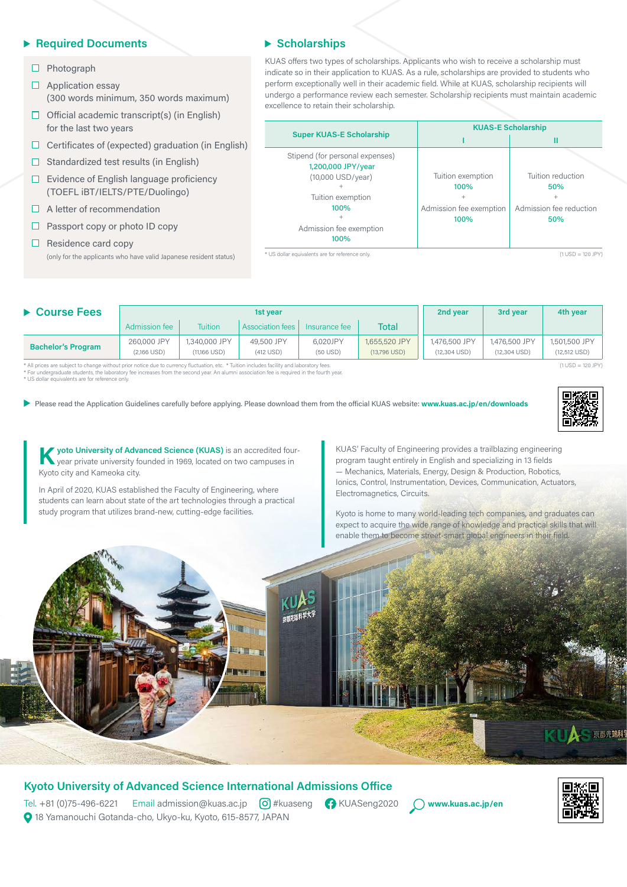## Required Documents

- ☐ Photograph
- ☐ Application essay (300 words minimum, 350 words maximum)
- ☐ Official academic transcript(s) (in English) for the last two years
- ☐ Certificates of (expected) graduation (in English)
- ☐ Standardized test results (in English)
- ☐ Evidence of English language proficiency (TOEFL iBT/IELTS/PTE/Duolingo)
- ☐ A letter of recommendation
- ☐ Passport copy or photo ID copy
- ☐ Residence card copy (only for the applicants who have valid Japanese resident status)

## Scholarships

KUAS offers two types of scholarships. Applicants who wish to receive a scholarship must indicate so in their application to KUAS. As a rule, scholarships are provided to students who perform exceptionally well in their academic field. While at KUAS, scholarship recipients will undergo a performance review each semester. Scholarship recipients must maintain academic excellence to retain their scholarship.

| Super KUAS-E Scholarship | KUAS-E Scholarship | |
|---|---|---|
| | I | II |
| Stipend (for personal expenses) 1,200,000 JPY/year (10,000 USD/year) + Tuition exemption 100% + Admission fee exemption 100% | Tuition exemption 100% + Admission fee exemption 100% | Tuition reduction 50% + Admission fee reduction 50% |

* US dollar equivalents are for reference only. (1 USD = 120 JPY)

## Course Fees

| | 1st year | | | | | 2nd year | 3rd year | 4th year |
|---|---|---|---|---|---|---|---|---|
| | Admission fee | Tuition | Association fees | Insurance fee | Total | | | |
| Bachelor's Program | 260,000 JPY (2,166 USD) | 1,340,000 JPY (11,166 USD) | 49,500 JPY (412 USD) | 6,020JPY (50 USD) | 1,655,520 JPY (13,796 USD) | 1,476,500 JPY (12,304 USD) | 1,476,500 JPY (12,304 USD) | 1,501,500 JPY (12,512 USD) |

* All prices are subject to change without prior notice due to currency fluctuation, etc. * Tuition includes facility and laboratory fees.
* For undergraduate students, the laboratory fee increases from the second year. An alumni association fee is required in the fourth year.
* US dollar equivalents are for reference only.

(1 USD = 120 JPY)

Please read the Application Guidelines carefully before applying. Please download them from the official KUAS website: **www.kuas.ac.jp/en/downloads**

**Kyoto University of Advanced Science (KUAS)** is an accredited four-year private university founded in 1969, located on two campuses in Kyoto city and Kameoka city.

In April of 2020, KUAS established the Faculty of Engineering, where students can learn about state of the art technologies through a practical study program that utilizes brand-new, cutting-edge facilities.

KUAS' Faculty of Engineering provides a trailblazing engineering program taught entirely in English and specializing in 13 fields — Mechanics, Materials, Energy, Design & Production, Robotics, Ionics, Control, Instrumentation, Devices, Communication, Actuators, Electromagnetics, Circuits.

Kyoto is home to many world-leading tech companies, and graduates can expect to acquire the wide range of knowledge and practical skills that will enable them to become street-smart global engineers in their field.

## Kyoto University of Advanced Science International Admissions Office

Tel. +81 (0)75-496-6221 Email admission@kuas.ac.jp #kuaseng KUASeng2020 **www.kuas.ac.jp/en**

18 Yamanouchi Gotanda-cho, Ukyo-ku, Kyoto, 615-8577, JAPAN